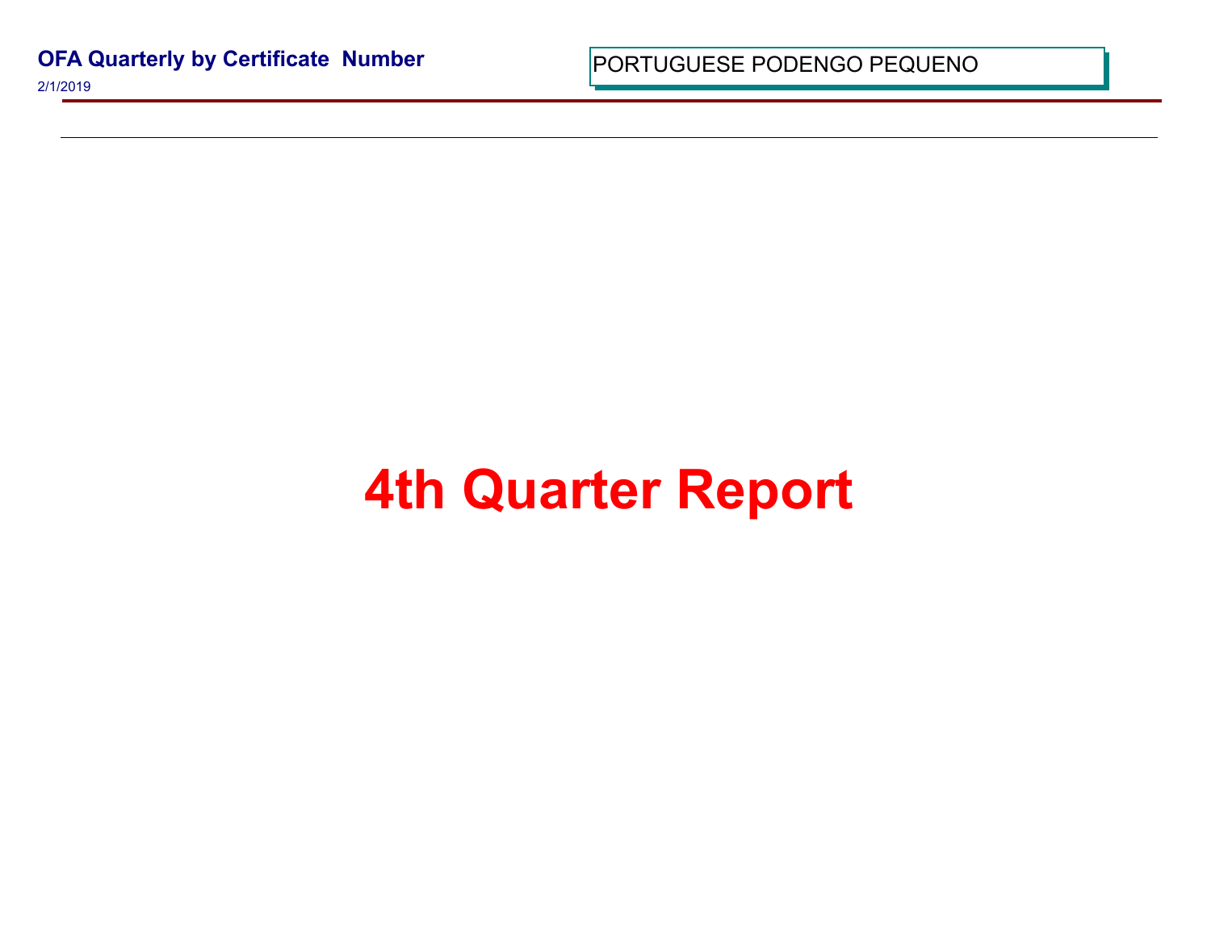# OFA Quarterly by Certificate Number

2/1/2019

PORTUGUESE PODENGO PEQUENO

# 4th Quarter Report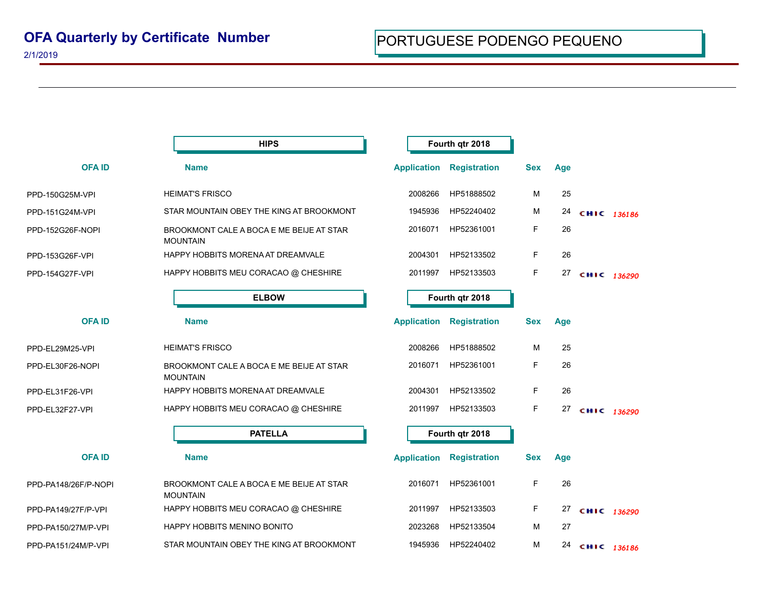# OFA Quarterly by Certificate Number

2/1/2019

## PORTUGUESE PODENGO PEQUENO

### HIPS — Fourth qtr 2018

| OFA ID | Name | Application | Registration | Sex | Age | |
|---|---|---|---|---|---|---|
| PPD-150G25M-VPI | HEIMAT'S FRISCO | 2008266 | HP51888502 | M | 25 | |
| PPD-151G24M-VPI | STAR MOUNTAIN OBEY THE KING AT BROOKMONT | 1945936 | HP52240402 | M | 24 | CHIC 136186 |
| PPD-152G26F-NOPI | BROOKMONT CALE A BOCA E ME BEIJE AT STAR MOUNTAIN | 2016071 | HP52361001 | F | 26 | |
| PPD-153G26F-VPI | HAPPY HOBBITS MORENA AT DREAMVALE | 2004301 | HP52133502 | F | 26 | |
| PPD-154G27F-VPI | HAPPY HOBBITS MEU CORACAO @ CHESHIRE | 2011997 | HP52133503 | F | 27 | CHIC 136290 |

### ELBOW — Fourth qtr 2018

| OFA ID | Name | Application | Registration | Sex | Age | |
|---|---|---|---|---|---|---|
| PPD-EL29M25-VPI | HEIMAT'S FRISCO | 2008266 | HP51888502 | M | 25 | |
| PPD-EL30F26-NOPI | BROOKMONT CALE A BOCA E ME BEIJE AT STAR MOUNTAIN | 2016071 | HP52361001 | F | 26 | |
| PPD-EL31F26-VPI | HAPPY HOBBITS MORENA AT DREAMVALE | 2004301 | HP52133502 | F | 26 | |
| PPD-EL32F27-VPI | HAPPY HOBBITS MEU CORACAO @ CHESHIRE | 2011997 | HP52133503 | F | 27 | CHIC 136290 |

### PATELLA — Fourth qtr 2018

| OFA ID | Name | Application | Registration | Sex | Age | |
|---|---|---|---|---|---|---|
| PPD-PA148/26F/P-NOPI | BROOKMONT CALE A BOCA E ME BEIJE AT STAR MOUNTAIN | 2016071 | HP52361001 | F | 26 | |
| PPD-PA149/27F/P-VPI | HAPPY HOBBITS MEU CORACAO @ CHESHIRE | 2011997 | HP52133503 | F | 27 | CHIC 136290 |
| PPD-PA150/27M/P-VPI | HAPPY HOBBITS MENINO BONITO | 2023268 | HP52133504 | M | 27 | |
| PPD-PA151/24M/P-VPI | STAR MOUNTAIN OBEY THE KING AT BROOKMONT | 1945936 | HP52240402 | M | 24 | CHIC 136186 |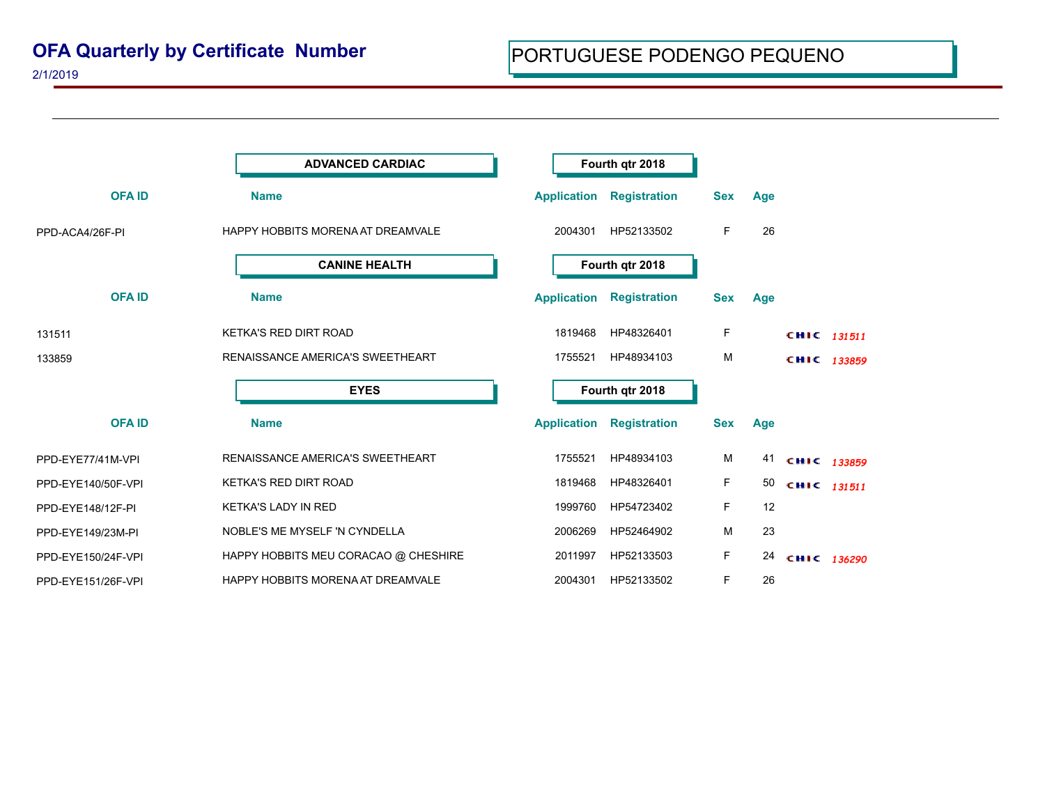# OFA Quarterly by Certificate Number

2/1/2019

PORTUGUESE PODENGO PEQUENO

## ADVANCED CARDIAC — Fourth qtr 2018

| OFA ID | Name | Application | Registration | Sex | Age | |
|---|---|---|---|---|---|---|
| PPD-ACA4/26F-PI | HAPPY HOBBITS MORENA AT DREAMVALE | 2004301 | HP52133502 | F | 26 | |

## CANINE HEALTH — Fourth qtr 2018

| OFA ID | Name | Application | Registration | Sex | Age | |
|---|---|---|---|---|---|---|
| 131511 | KETKA'S RED DIRT ROAD | 1819468 | HP48326401 | F | | CHIC *131511* |
| 133859 | RENAISSANCE AMERICA'S SWEETHEART | 1755521 | HP48934103 | M | | CHIC *133859* |

## EYES — Fourth qtr 2018

| OFA ID | Name | Application | Registration | Sex | Age | |
|---|---|---|---|---|---|---|
| PPD-EYE77/41M-VPI | RENAISSANCE AMERICA'S SWEETHEART | 1755521 | HP48934103 | M | 41 | CHIC *133859* |
| PPD-EYE140/50F-VPI | KETKA'S RED DIRT ROAD | 1819468 | HP48326401 | F | 50 | CHIC *131511* |
| PPD-EYE148/12F-PI | KETKA'S LADY IN RED | 1999760 | HP54723402 | F | 12 | |
| PPD-EYE149/23M-PI | NOBLE'S ME MYSELF 'N CYNDELLA | 2006269 | HP52464902 | M | 23 | |
| PPD-EYE150/24F-VPI | HAPPY HOBBITS MEU CORACAO @ CHESHIRE | 2011997 | HP52133503 | F | 24 | CHIC *136290* |
| PPD-EYE151/26F-VPI | HAPPY HOBBITS MORENA AT DREAMVALE | 2004301 | HP52133502 | F | 26 | |